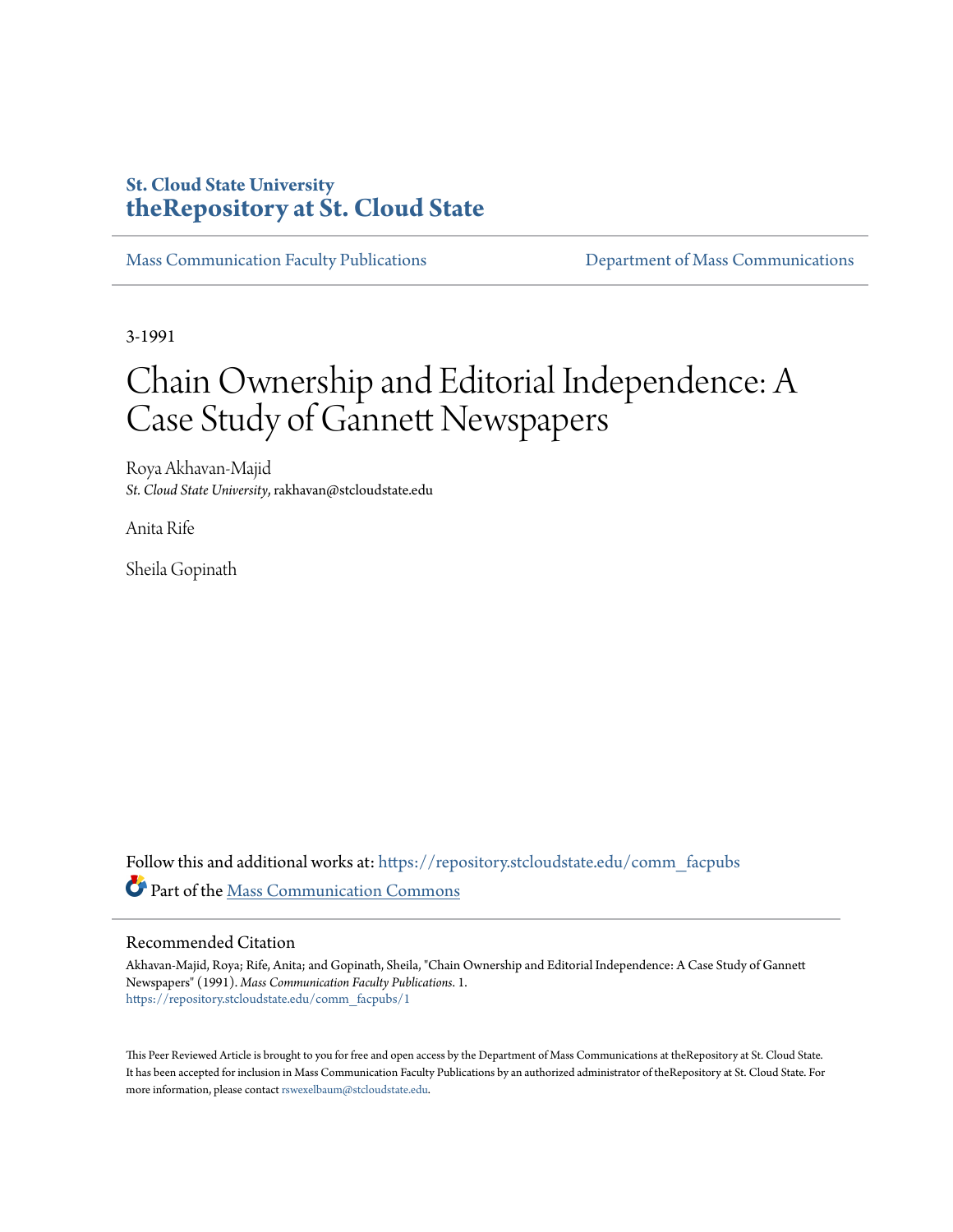**St. Cloud State University**
**theRepository at St. Cloud State**

Mass Communication Faculty Publications | Department of Mass Communications

3-1991

# Chain Ownership and Editorial Independence: A Case Study of Gannett Newspapers

Roya Akhavan-Majid
*St. Cloud State University*, rakhavan@stcloudstate.edu

Anita Rife

Sheila Gopinath

Follow this and additional works at: https://repository.stcloudstate.edu/comm_facpubs

Part of the Mass Communication Commons

## Recommended Citation

Akhavan-Majid, Roya; Rife, Anita; and Gopinath, Sheila, "Chain Ownership and Editorial Independence: A Case Study of Gannett Newspapers" (1991). *Mass Communication Faculty Publications*. 1.
https://repository.stcloudstate.edu/comm_facpubs/1

This Peer Reviewed Article is brought to you for free and open access by the Department of Mass Communications at theRepository at St. Cloud State. It has been accepted for inclusion in Mass Communication Faculty Publications by an authorized administrator of theRepository at St. Cloud State. For more information, please contact rswexelbaum@stcloudstate.edu.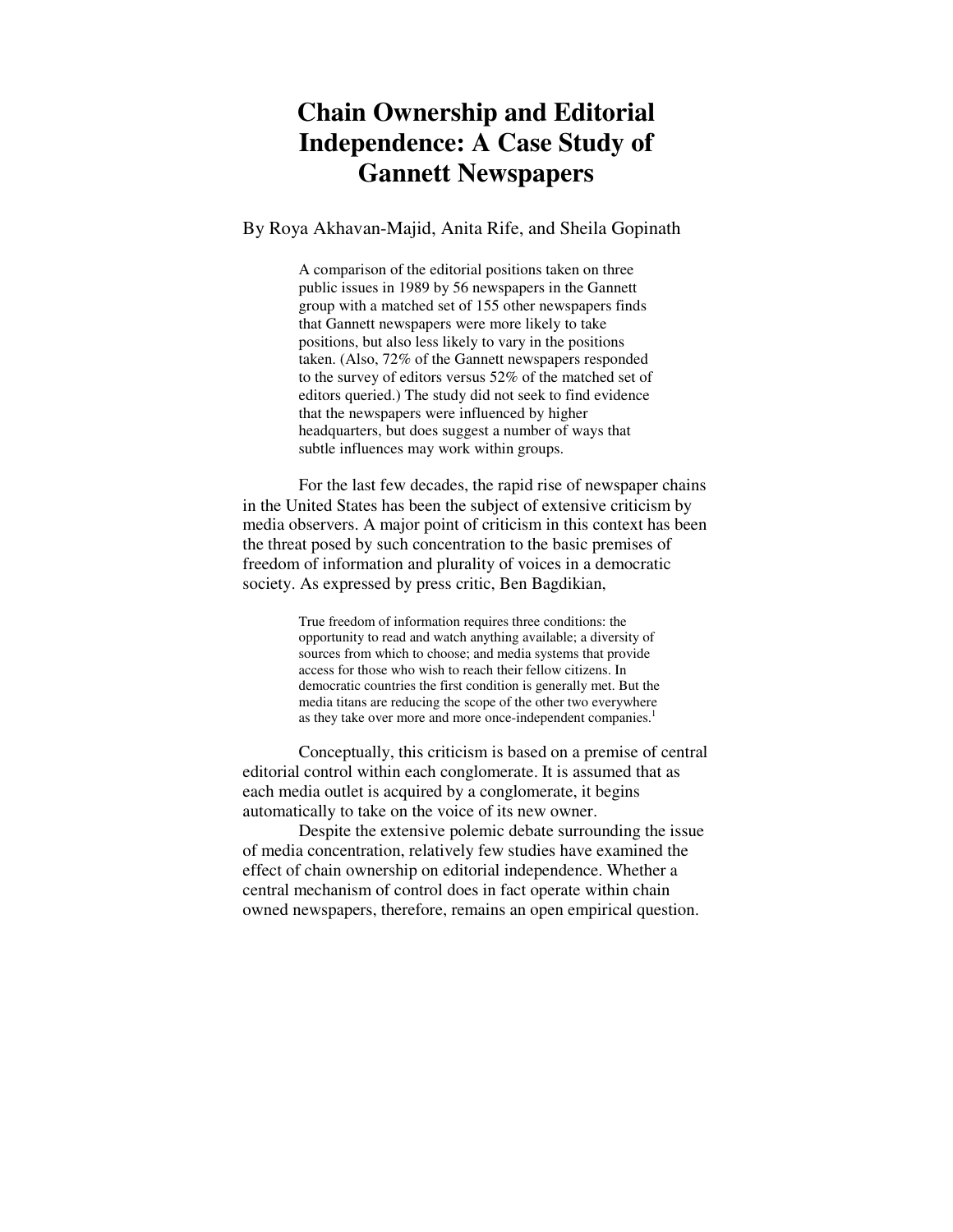# Chain Ownership and Editorial Independence: A Case Study of Gannett Newspapers

By Roya Akhavan-Majid, Anita Rife, and Sheila Gopinath

> A comparison of the editorial positions taken on three public issues in 1989 by 56 newspapers in the Gannett group with a matched set of 155 other newspapers finds that Gannett newspapers were more likely to take positions, but also less likely to vary in the positions taken. (Also, 72% of the Gannett newspapers responded to the survey of editors versus 52% of the matched set of editors queried.) The study did not seek to find evidence that the newspapers were influenced by higher headquarters, but does suggest a number of ways that subtle influences may work within groups.

For the last few decades, the rapid rise of newspaper chains in the United States has been the subject of extensive criticism by media observers. A major point of criticism in this context has been the threat posed by such concentration to the basic premises of freedom of information and plurality of voices in a democratic society. As expressed by press critic, Ben Bagdikian,

> True freedom of information requires three conditions: the opportunity to read and watch anything available; a diversity of sources from which to choose; and media systems that provide access for those who wish to reach their fellow citizens. In democratic countries the first condition is generally met. But the media titans are reducing the scope of the other two everywhere as they take over more and more once-independent companies.[1]

Conceptually, this criticism is based on a premise of central editorial control within each conglomerate. It is assumed that as each media outlet is acquired by a conglomerate, it begins automatically to take on the voice of its new owner.

Despite the extensive polemic debate surrounding the issue of media concentration, relatively few studies have examined the effect of chain ownership on editorial independence. Whether a central mechanism of control does in fact operate within chain owned newspapers, therefore, remains an open empirical question.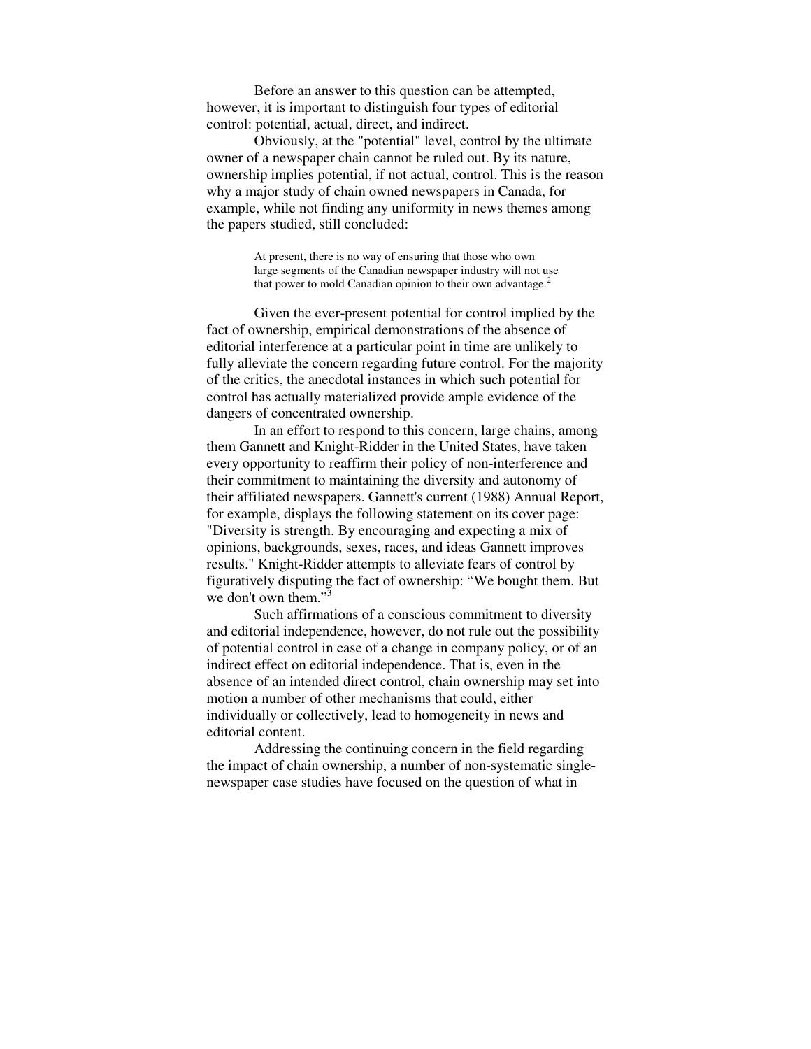Before an answer to this question can be attempted, however, it is important to distinguish four types of editorial control: potential, actual, direct, and indirect.

Obviously, at the "potential" level, control by the ultimate owner of a newspaper chain cannot be ruled out. By its nature, ownership implies potential, if not actual, control. This is the reason why a major study of chain owned newspapers in Canada, for example, while not finding any uniformity in news themes among the papers studied, still concluded:

> At present, there is no way of ensuring that those who own large segments of the Canadian newspaper industry will not use that power to mold Canadian opinion to their own advantage.[2]

Given the ever-present potential for control implied by the fact of ownership, empirical demonstrations of the absence of editorial interference at a particular point in time are unlikely to fully alleviate the concern regarding future control. For the majority of the critics, the anecdotal instances in which such potential for control has actually materialized provide ample evidence of the dangers of concentrated ownership.

In an effort to respond to this concern, large chains, among them Gannett and Knight-Ridder in the United States, have taken every opportunity to reaffirm their policy of non-interference and their commitment to maintaining the diversity and autonomy of their affiliated newspapers. Gannett's current (1988) Annual Report, for example, displays the following statement on its cover page: "Diversity is strength. By encouraging and expecting a mix of opinions, backgrounds, sexes, races, and ideas Gannett improves results." Knight-Ridder attempts to alleviate fears of control by figuratively disputing the fact of ownership: "We bought them. But we don't own them."[3]

Such affirmations of a conscious commitment to diversity and editorial independence, however, do not rule out the possibility of potential control in case of a change in company policy, or of an indirect effect on editorial independence. That is, even in the absence of an intended direct control, chain ownership may set into motion a number of other mechanisms that could, either individually or collectively, lead to homogeneity in news and editorial content.

Addressing the continuing concern in the field regarding the impact of chain ownership, a number of non-systematic single-newspaper case studies have focused on the question of what in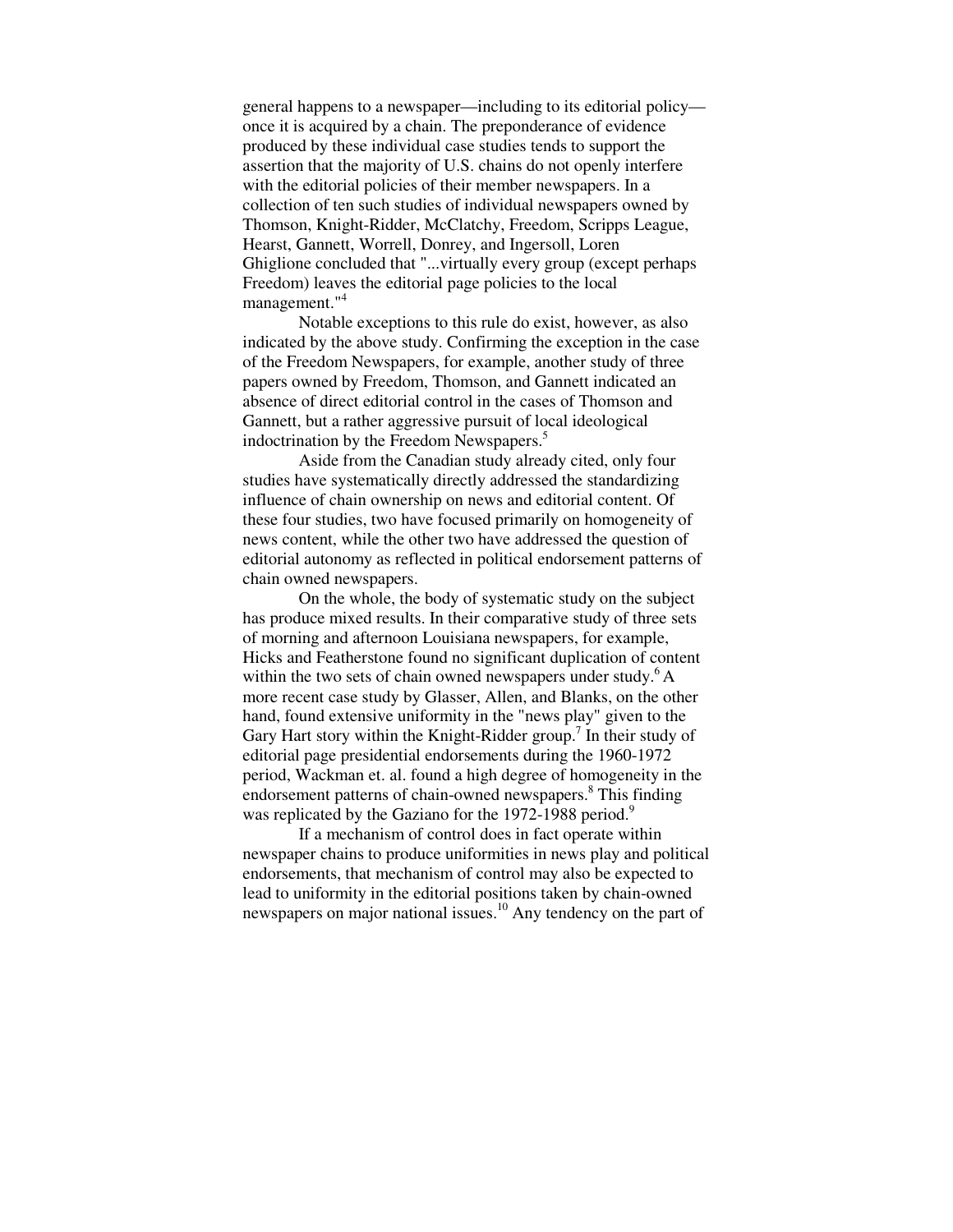general happens to a newspaper—including to its editorial policy—once it is acquired by a chain. The preponderance of evidence produced by these individual case studies tends to support the assertion that the majority of U.S. chains do not openly interfere with the editorial policies of their member newspapers. In a collection of ten such studies of individual newspapers owned by Thomson, Knight-Ridder, McClatchy, Freedom, Scripps League, Hearst, Gannett, Worrell, Donrey, and Ingersoll, Loren Ghiglione concluded that "...virtually every group (except perhaps Freedom) leaves the editorial page policies to the local management."[4]

Notable exceptions to this rule do exist, however, as also indicated by the above study. Confirming the exception in the case of the Freedom Newspapers, for example, another study of three papers owned by Freedom, Thomson, and Gannett indicated an absence of direct editorial control in the cases of Thomson and Gannett, but a rather aggressive pursuit of local ideological indoctrination by the Freedom Newspapers.[5]

Aside from the Canadian study already cited, only four studies have systematically directly addressed the standardizing influence of chain ownership on news and editorial content. Of these four studies, two have focused primarily on homogeneity of news content, while the other two have addressed the question of editorial autonomy as reflected in political endorsement patterns of chain owned newspapers.

On the whole, the body of systematic study on the subject has produce mixed results. In their comparative study of three sets of morning and afternoon Louisiana newspapers, for example, Hicks and Featherstone found no significant duplication of content within the two sets of chain owned newspapers under study.[6] A more recent case study by Glasser, Allen, and Blanks, on the other hand, found extensive uniformity in the "news play" given to the Gary Hart story within the Knight-Ridder group.[7] In their study of editorial page presidential endorsements during the 1960-1972 period, Wackman et. al. found a high degree of homogeneity in the endorsement patterns of chain-owned newspapers.[8] This finding was replicated by the Gaziano for the 1972-1988 period.[9]

If a mechanism of control does in fact operate within newspaper chains to produce uniformities in news play and political endorsements, that mechanism of control may also be expected to lead to uniformity in the editorial positions taken by chain-owned newspapers on major national issues.[10] Any tendency on the part of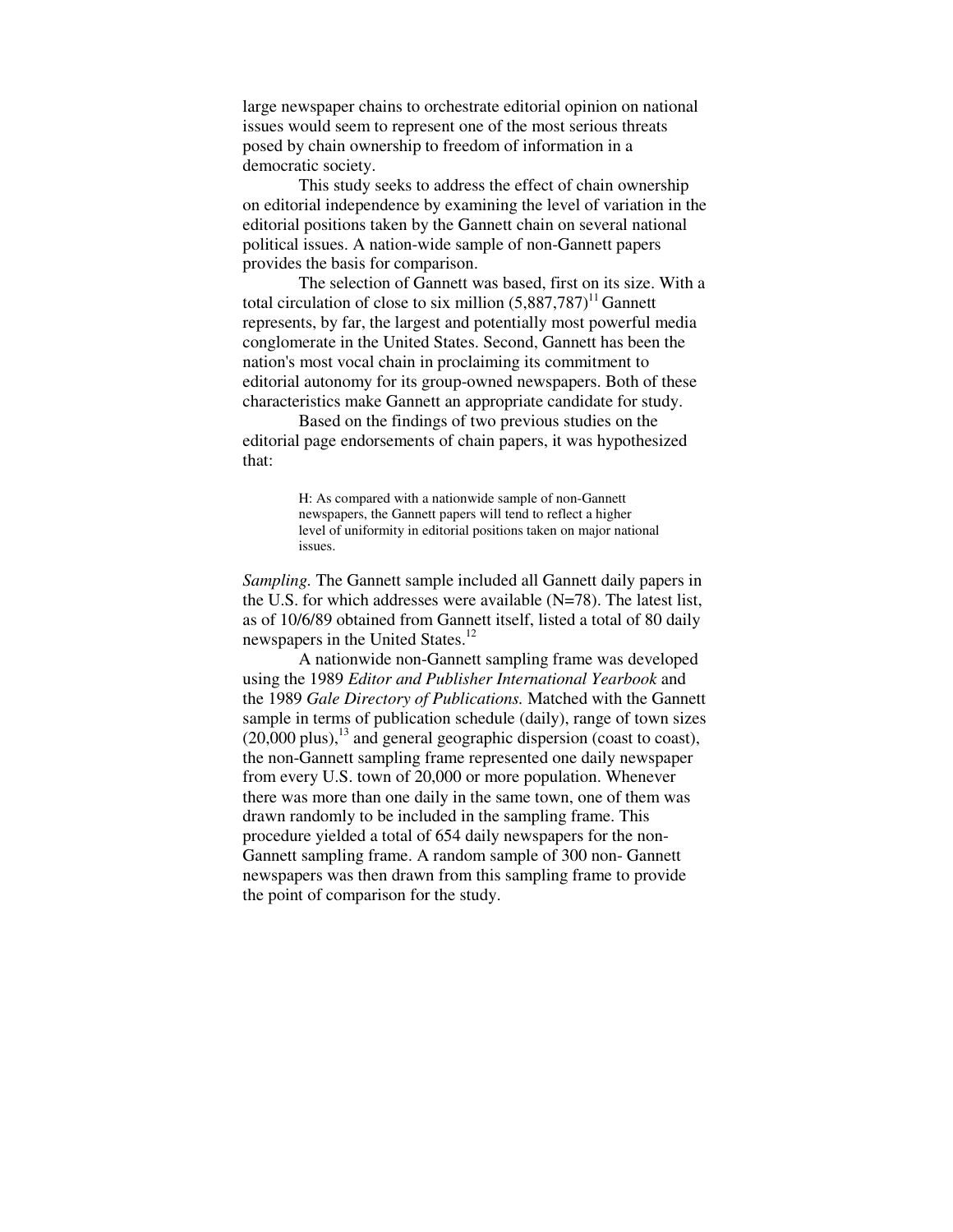large newspaper chains to orchestrate editorial opinion on national issues would seem to represent one of the most serious threats posed by chain ownership to freedom of information in a democratic society.

This study seeks to address the effect of chain ownership on editorial independence by examining the level of variation in the editorial positions taken by the Gannett chain on several national political issues. A nation-wide sample of non-Gannett papers provides the basis for comparison.

The selection of Gannett was based, first on its size. With a total circulation of close to six million (5,887,787)[11] Gannett represents, by far, the largest and potentially most powerful media conglomerate in the United States. Second, Gannett has been the nation's most vocal chain in proclaiming its commitment to editorial autonomy for its group-owned newspapers. Both of these characteristics make Gannett an appropriate candidate for study.

Based on the findings of two previous studies on the editorial page endorsements of chain papers, it was hypothesized that:

> H: As compared with a nationwide sample of non-Gannett newspapers, the Gannett papers will tend to reflect a higher level of uniformity in editorial positions taken on major national issues.

*Sampling.* The Gannett sample included all Gannett daily papers in the U.S. for which addresses were available (N=78). The latest list, as of 10/6/89 obtained from Gannett itself, listed a total of 80 daily newspapers in the United States.[12]

A nationwide non-Gannett sampling frame was developed using the 1989 *Editor and Publisher International Yearbook* and the 1989 *Gale Directory of Publications.* Matched with the Gannett sample in terms of publication schedule (daily), range of town sizes (20,000 plus),[13] and general geographic dispersion (coast to coast), the non-Gannett sampling frame represented one daily newspaper from every U.S. town of 20,000 or more population. Whenever there was more than one daily in the same town, one of them was drawn randomly to be included in the sampling frame. This procedure yielded a total of 654 daily newspapers for the non-Gannett sampling frame. A random sample of 300 non- Gannett newspapers was then drawn from this sampling frame to provide the point of comparison for the study.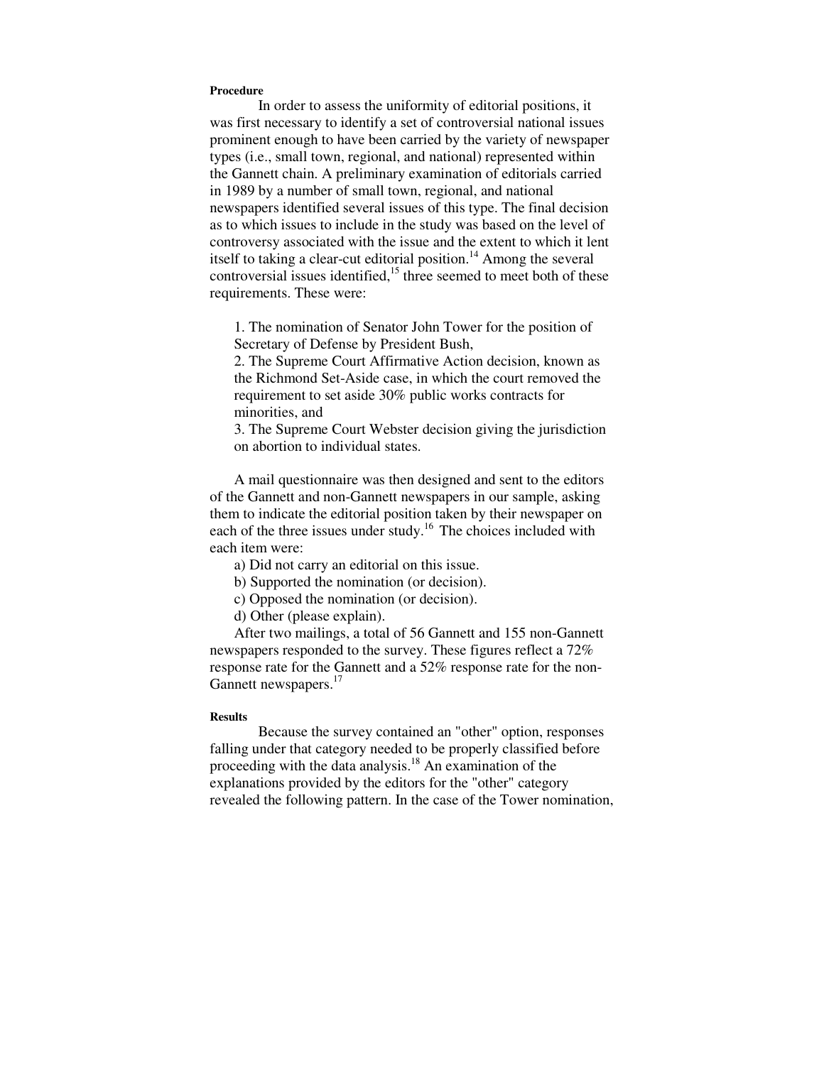#### Procedure

In order to assess the uniformity of editorial positions, it was first necessary to identify a set of controversial national issues prominent enough to have been carried by the variety of newspaper types (i.e., small town, regional, and national) represented within the Gannett chain. A preliminary examination of editorials carried in 1989 by a number of small town, regional, and national newspapers identified several issues of this type. The final decision as to which issues to include in the study was based on the level of controversy associated with the issue and the extent to which it lent itself to taking a clear-cut editorial position.[14] Among the several controversial issues identified,[15] three seemed to meet both of these requirements. These were:

1. The nomination of Senator John Tower for the position of Secretary of Defense by President Bush,
2. The Supreme Court Affirmative Action decision, known as the Richmond Set-Aside case, in which the court removed the requirement to set aside 30% public works contracts for minorities, and
3. The Supreme Court Webster decision giving the jurisdiction on abortion to individual states.

A mail questionnaire was then designed and sent to the editors of the Gannett and non-Gannett newspapers in our sample, asking them to indicate the editorial position taken by their newspaper on each of the three issues under study.[16] The choices included with each item were:

a) Did not carry an editorial on this issue.
b) Supported the nomination (or decision).
c) Opposed the nomination (or decision).
d) Other (please explain).

After two mailings, a total of 56 Gannett and 155 non-Gannett newspapers responded to the survey. These figures reflect a 72% response rate for the Gannett and a 52% response rate for the non-Gannett newspapers.[17]

#### Results

Because the survey contained an "other" option, responses falling under that category needed to be properly classified before proceeding with the data analysis.[18] An examination of the explanations provided by the editors for the "other" category revealed the following pattern. In the case of the Tower nomination,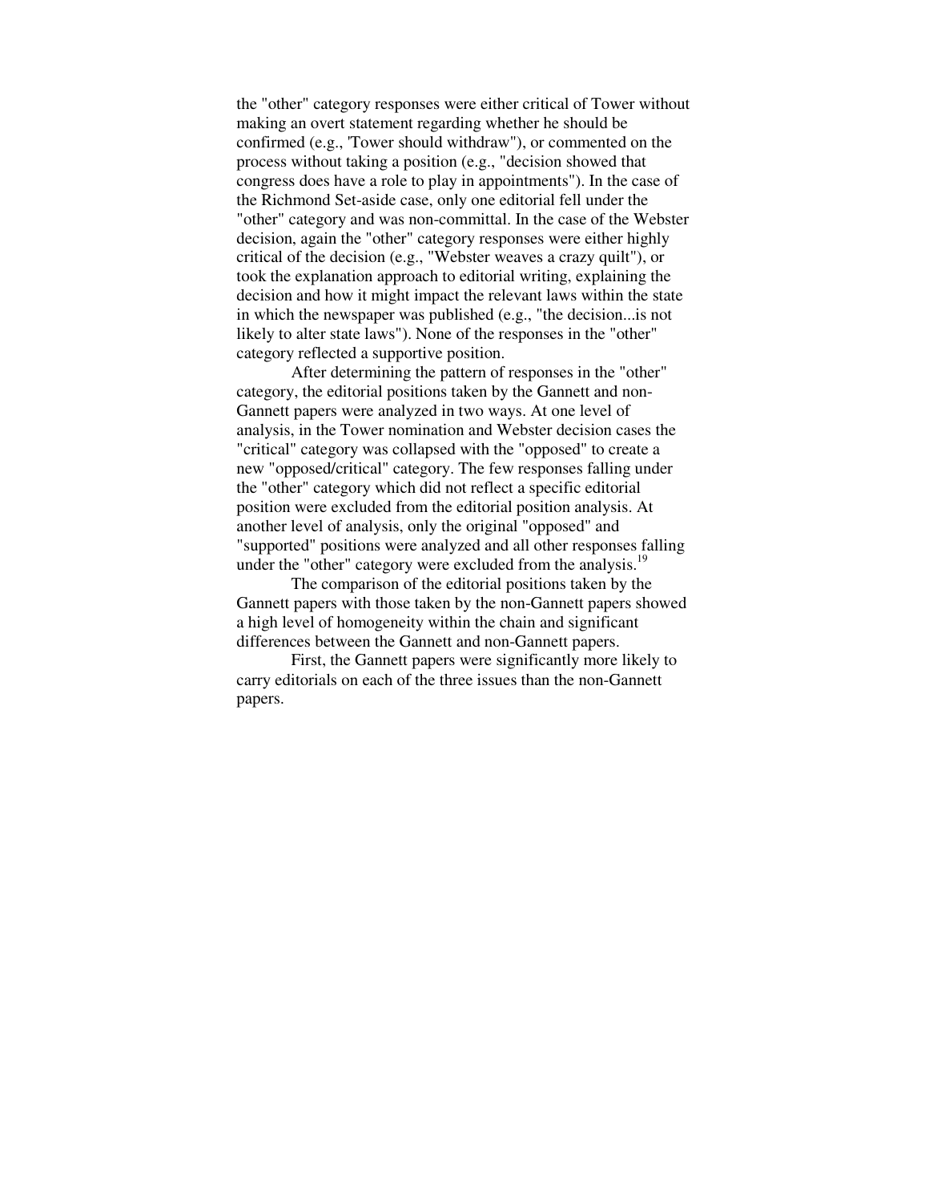the "other" category responses were either critical of Tower without making an overt statement regarding whether he should be confirmed (e.g., 'Tower should withdraw"), or commented on the process without taking a position (e.g., "decision showed that congress does have a role to play in appointments"). In the case of the Richmond Set-aside case, only one editorial fell under the "other" category and was non-committal. In the case of the Webster decision, again the "other" category responses were either highly critical of the decision (e.g., "Webster weaves a crazy quilt"), or took the explanation approach to editorial writing, explaining the decision and how it might impact the relevant laws within the state in which the newspaper was published (e.g., "the decision...is not likely to alter state laws"). None of the responses in the "other" category reflected a supportive position.

After determining the pattern of responses in the "other" category, the editorial positions taken by the Gannett and non-Gannett papers were analyzed in two ways. At one level of analysis, in the Tower nomination and Webster decision cases the "critical" category was collapsed with the "opposed" to create a new "opposed/critical" category. The few responses falling under the "other" category which did not reflect a specific editorial position were excluded from the editorial position analysis. At another level of analysis, only the original "opposed" and "supported" positions were analyzed and all other responses falling under the "other" category were excluded from the analysis.[19]

The comparison of the editorial positions taken by the Gannett papers with those taken by the non-Gannett papers showed a high level of homogeneity within the chain and significant differences between the Gannett and non-Gannett papers.

First, the Gannett papers were significantly more likely to carry editorials on each of the three issues than the non-Gannett papers.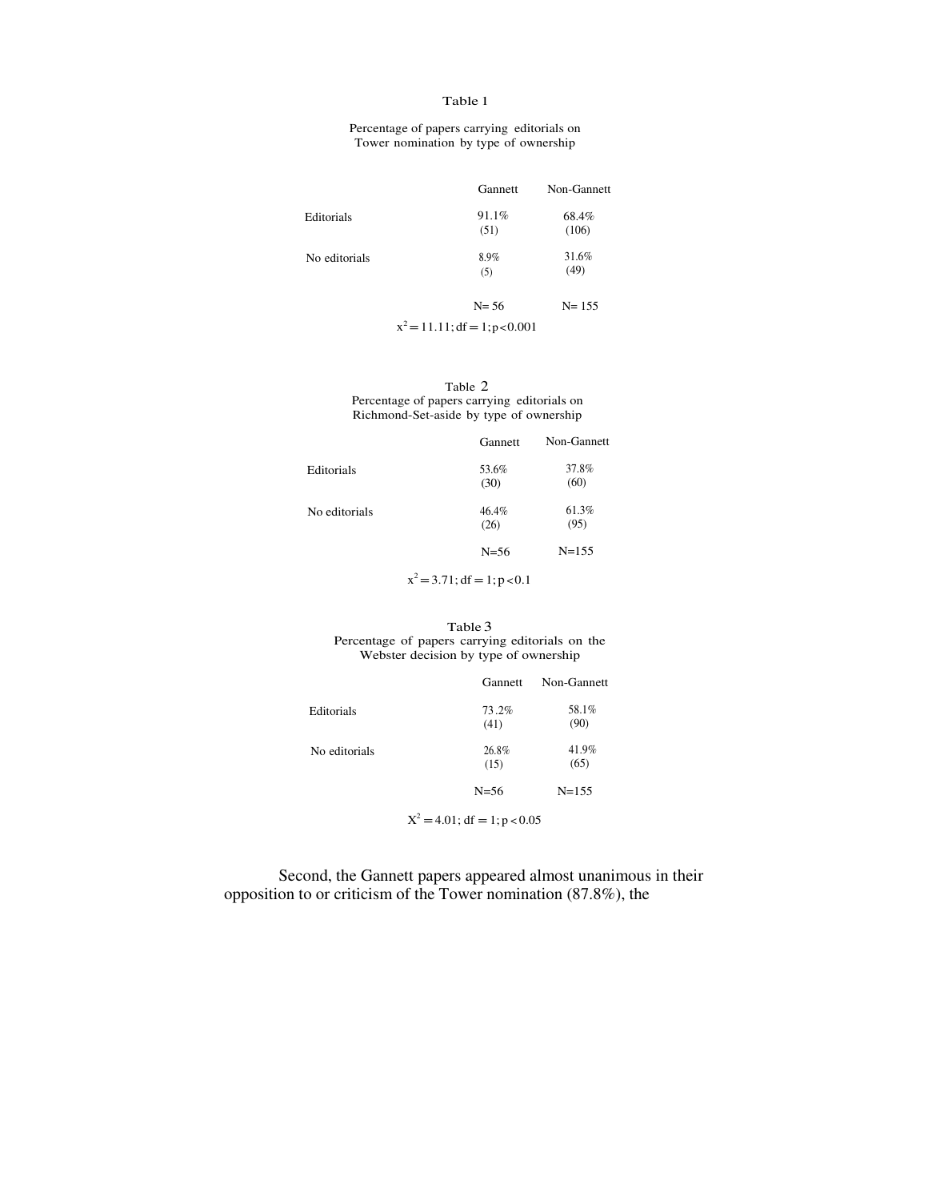Table 1

Percentage of papers carrying editorials on Tower nomination by type of ownership

| | Gannett | Non-Gannett |
|---|---|---|
| Editorials | 91.1% (51) | 68.4% (106) |
| No editorials | 8.9% (5) | 31.6% (49) |
| | N= 56 | N= 155 |

$x^2 = 11.11$; df = 1; $p < 0.001$

Table 2

Percentage of papers carrying editorials on Richmond-Set-aside by type of ownership

| | Gannett | Non-Gannett |
|---|---|---|
| Editorials | 53.6% (30) | 37.8% (60) |
| No editorials | 46.4% (26) | 61.3% (95) |
| | N=56 | N=155 |

$x^2 = 3.71$; df = 1; $p < 0.1$

Table 3

Percentage of papers carrying editorials on the Webster decision by type of ownership

| | Gannett | Non-Gannett |
|---|---|---|
| Editorials | 73.2% (41) | 58.1% (90) |
| No editorials | 26.8% (15) | 41.9% (65) |
| | N=56 | N=155 |

$X^2 = 4.01$; df = 1; $p < 0.05$

Second, the Gannett papers appeared almost unanimous in their opposition to or criticism of the Tower nomination (87.8%), the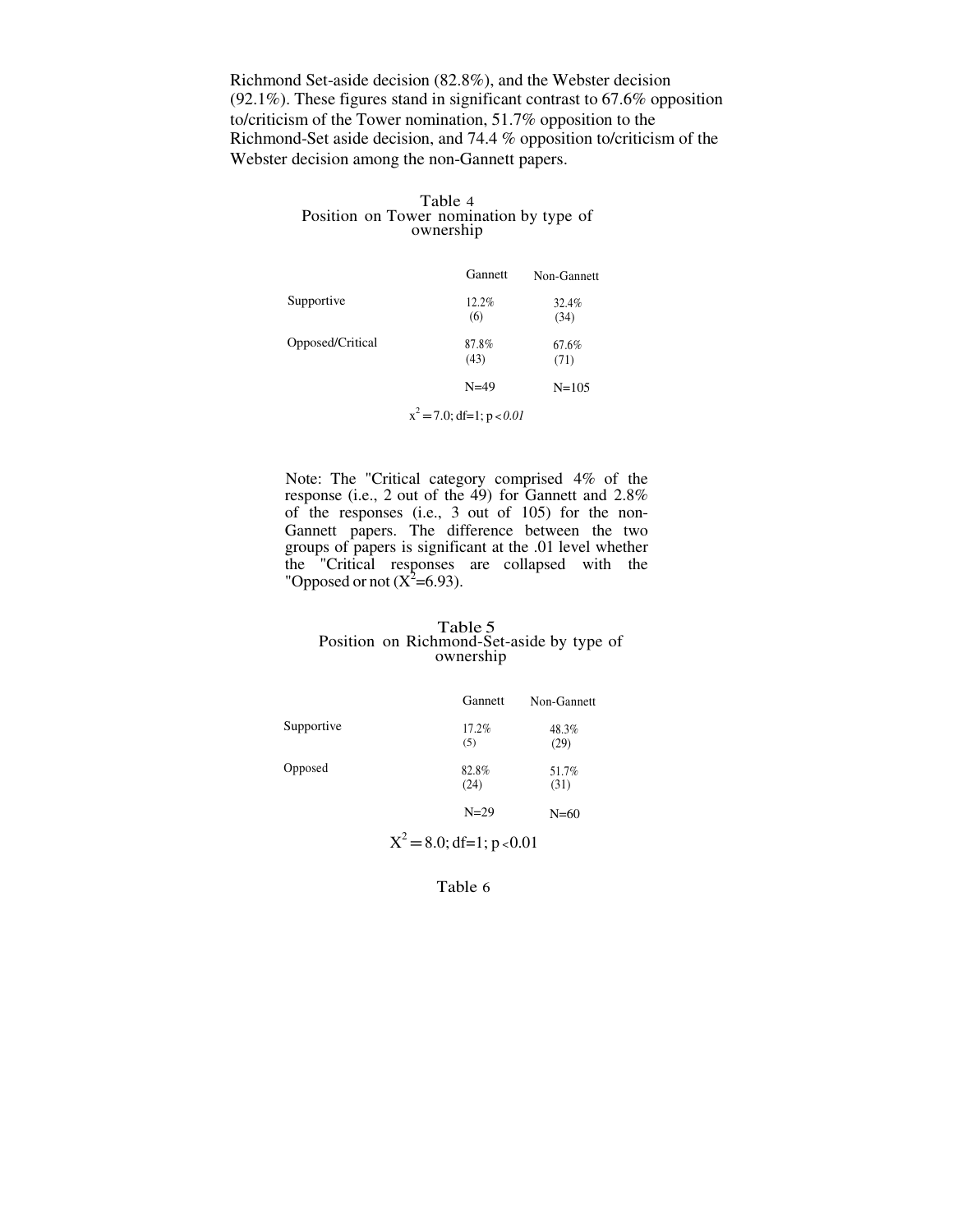Richmond Set-aside decision (82.8%), and the Webster decision (92.1%). These figures stand in significant contrast to 67.6% opposition to/criticism of the Tower nomination, 51.7% opposition to the Richmond-Set aside decision, and 74.4 % opposition to/criticism of the Webster decision among the non-Gannett papers.

Table 4
Position on Tower nomination by type of ownership

| | Gannett | Non-Gannett |
|---|---|---|
| Supportive | 12.2% (6) | 32.4% (34) |
| Opposed/Critical | 87.8% (43) | 67.6% (71) |
| | N=49 | N=105 |

$x^2 = 7.0$; df=1; $p < 0.01$

Note: The "Critical category comprised 4% of the response (i.e., 2 out of the 49) for Gannett and 2.8% of the responses (i.e., 3 out of 105) for the non-Gannett papers. The difference between the two groups of papers is significant at the .01 level whether the "Critical responses are collapsed with the "Opposed or not ($X^2$=6.93).

Table 5
Position on Richmond-Set-aside by type of ownership

| | Gannett | Non-Gannett |
|---|---|---|
| Supportive | 17.2% (5) | 48.3% (29) |
| Opposed | 82.8% (24) | 51.7% (31) |
| | N=29 | N=60 |

$X^2 = 8.0$; df=1; $p < 0.01$

Table 6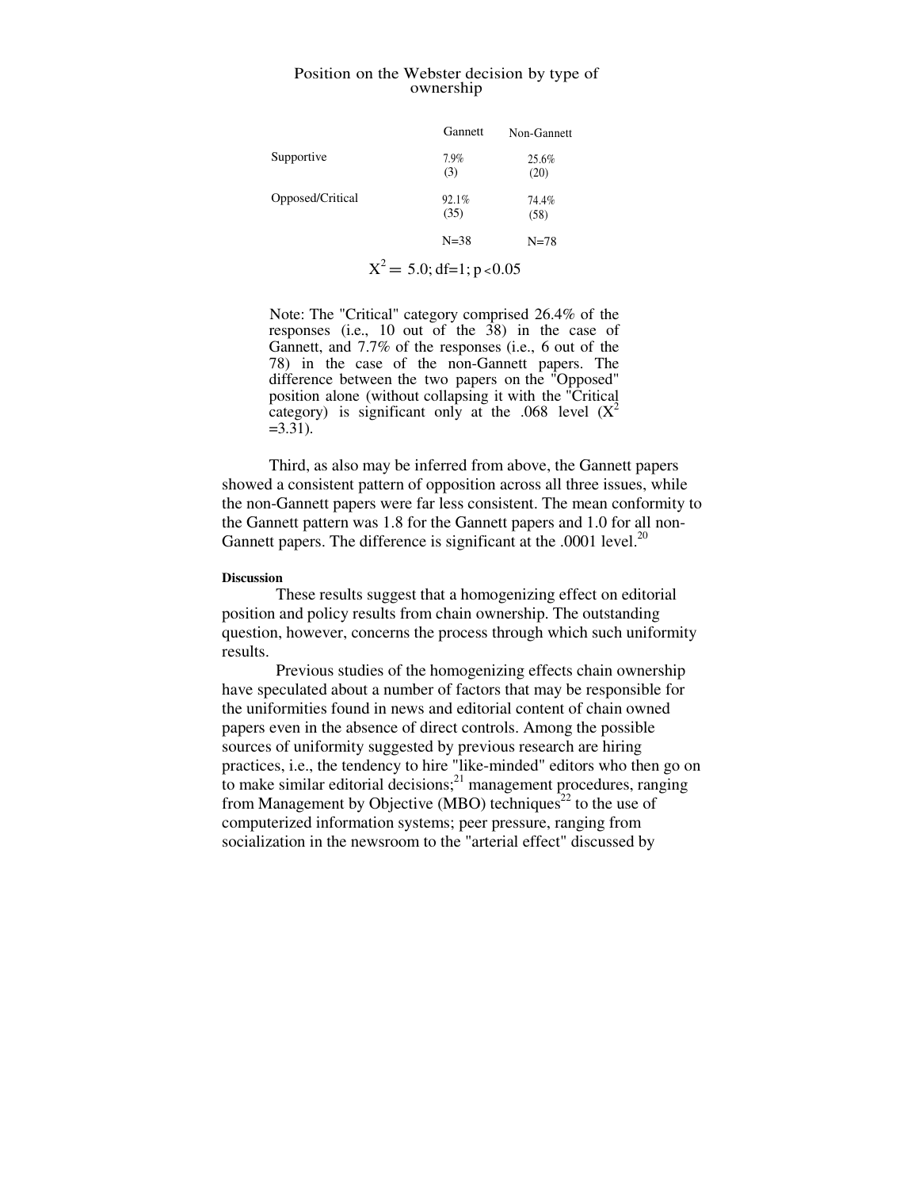Position on the Webster decision by type of ownership

| | Gannett | Non-Gannett |
|---|---|---|
| Supportive | 7.9% (3) | 25.6% (20) |
| Opposed/Critical | 92.1% (35) | 74.4% (58) |
| | N=38 | N=78 |

$X^2 = 5.0$; df=1; $p < 0.05$

Note: The "Critical" category comprised 26.4% of the responses (i.e., 10 out of the 38) in the case of Gannett, and 7.7% of the responses (i.e., 6 out of the 78) in the case of the non-Gannett papers. The difference between the two papers on the "Opposed" position alone (without collapsing it with the "Critical category) is significant only at the .068 level ($X^2$ =3.31).

Third, as also may be inferred from above, the Gannett papers showed a consistent pattern of opposition across all three issues, while the non-Gannett papers were far less consistent. The mean conformity to the Gannett pattern was 1.8 for the Gannett papers and 1.0 for all non-Gannett papers. The difference is significant at the .0001 level.[20]

#### Discussion

These results suggest that a homogenizing effect on editorial position and policy results from chain ownership. The outstanding question, however, concerns the process through which such uniformity results.

Previous studies of the homogenizing effects chain ownership have speculated about a number of factors that may be responsible for the uniformities found in news and editorial content of chain owned papers even in the absence of direct controls. Among the possible sources of uniformity suggested by previous research are hiring practices, i.e., the tendency to hire "like-minded" editors who then go on to make similar editorial decisions;[21] management procedures, ranging from Management by Objective (MBO) techniques[22] to the use of computerized information systems; peer pressure, ranging from socialization in the newsroom to the "arterial effect" discussed by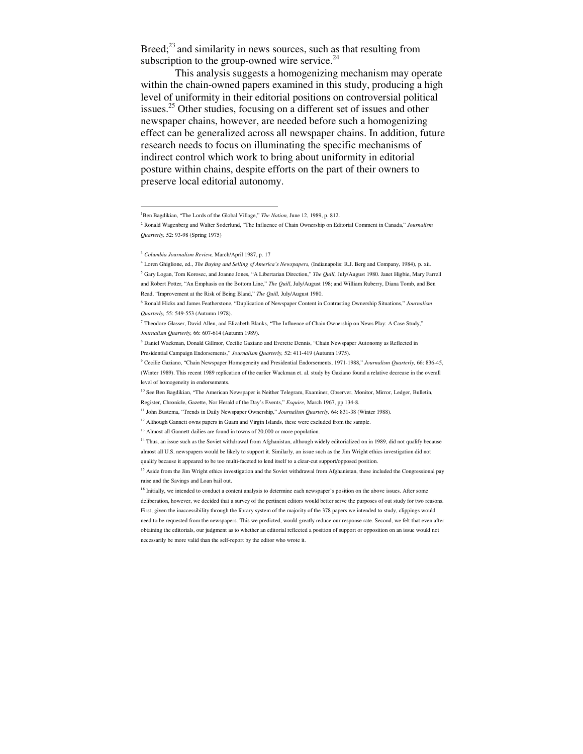Breed;[23] and similarity in news sources, such as that resulting from subscription to the group-owned wire service.[24]

This analysis suggests a homogenizing mechanism may operate within the chain-owned papers examined in this study, producing a high level of uniformity in their editorial positions on controversial political issues.[25] Other studies, focusing on a different set of issues and other newspaper chains, however, are needed before such a homogenizing effect can be generalized across all newspaper chains. In addition, future research needs to focus on illuminating the specific mechanisms of indirect control which work to bring about uniformity in editorial posture within chains, despite efforts on the part of their owners to preserve local editorial autonomy.

---

[1] Ben Bagdikian, "The Lords of the Global Village," *The Nation,* June 12, 1989, p. 812.

[2] Ronald Wagenberg and Walter Soderlund, "The Influence of Chain Ownership on Editorial Comment in Canada," *Journalism Quarterly,* 52: 93-98 (Spring 1975)

[3] *Columbia Journalism Review,* March/April 1987, p. 17

[4] Loren Ghiglione, ed., *The Buying and Selling of America's Newspapers,* (Indianapolis: R.J. Berg and Company, 1984), p. xii.

[5] Gary Logan, Tom Korosec, and Joanne Jones, "A Libertarian Direction," *The Quill,* July/August 1980. Janet Higbie, Mary Farrell and Robert Potter, "An Emphasis on the Bottom Line," *The Quill*, July/August 198; and William Ruberry, Diana Tomb, and Ben Read, "Improvement at the Risk of Being Bland," *The Quill,* July/August 1980.

[6] Ronald Hicks and James Featherstone, "Duplication of Newspaper Content in Contrasting Ownership Situations," *Journalism Quarterly,* 55: 549-553 (Autumn 1978).

[7] Theodore Glasser, David Allen, and Elizabeth Blanks, "The Influence of Chain Ownership on News Play: A Case Study," *Journalism Quarterly,* 66: 607-614 (Autumn 1989).

[8] Daniel Wackman, Donald Gillmor, Cecilie Gaziano and Everette Dennis, "Chain Newspaper Autonomy as Reflected in Presidential Campaign Endorsements," *Journalism Quarterly,* 52: 411-419 (Autumn 1975).

[9] Cecilie Gaziano, "Chain Newspaper Homogeneity and Presidential Endorsements, 1971-1988," *Journalism Quarterly,* 66: 836-45, (Winter 1989). This recent 1989 replication of the earlier Wackman et. al. study by Gaziano found a relative decrease in the overall level of homogeneity in endorsements.

[10] See Ben Bagdikian, "The American Newspaper is Neither Telegram, Examiner, Observer, Monitor, Mirror, Ledger, Bulletin, Register, Chronicle, Gazette, Nor Herald of the Day's Events," *Esquire,* March 1967, pp 134-8.

[11] John Bustema, "Trends in Daily Newspaper Ownership," *Journalism Quarterly,* 64: 831-38 (Winter 1988).

[12] Although Gannett owns papers in Guam and Virgin Islands, these were excluded from the sample.

[13] Almost all Gannett dailies are found in towns of 20,000 or more population.

[14] Thus, an issue such as the Soviet withdrawal from Afghanistan, although widely editorialized on in 1989, did not qualify because almost all U.S. newspapers would be likely to support it. Similarly, an issue such as the Jim Wright ethics investigation did not qualify because it appeared to be too multi-faceted to lend itself to a clear-cut support/opposed position.

[15] Aside from the Jim Wright ethics investigation and the Soviet withdrawal from Afghanistan, these included the Congressional pay raise and the Savings and Loan bail out.

[16] Initially, we intended to conduct a content analysis to determine each newspaper's position on the above issues. After some deliberation, however, we decided that a survey of the pertinent editors would better serve the purposes of out study for two reasons. First, given the inaccessibility through the library system of the majority of the 378 papers we intended to study, clippings would need to be requested from the newspapers. This we predicted, would greatly reduce our response rate. Second, we felt that even after obtaining the editorials, our judgment as to whether an editorial reflected a position of support or opposition on an issue would not necessarily be more valid than the self-report by the editor who wrote it.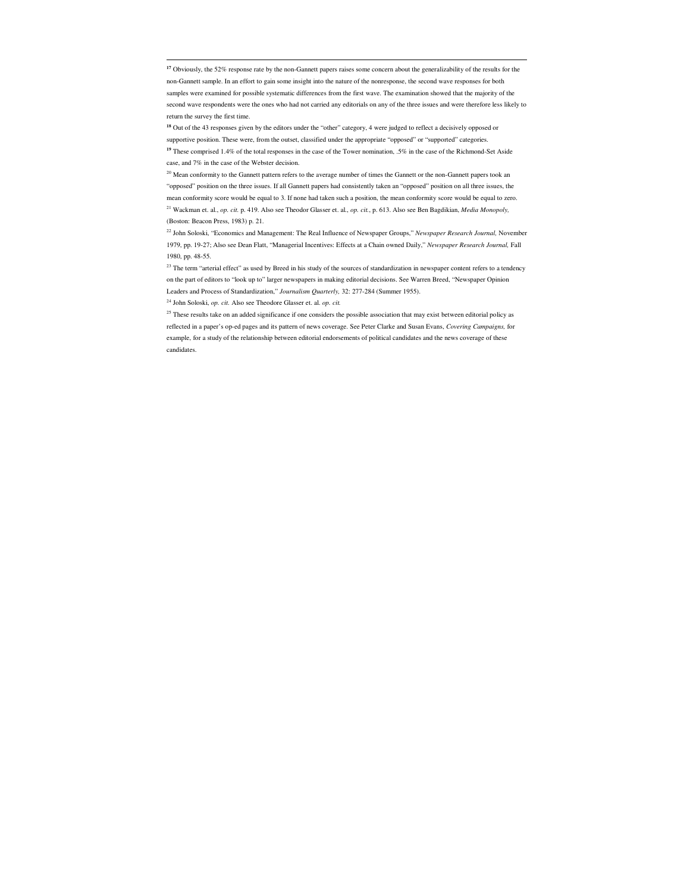[17] Obviously, the 52% response rate by the non-Gannett papers raises some concern about the generalizability of the results for the non-Gannett sample. In an effort to gain some insight into the nature of the nonresponse, the second wave responses for both samples were examined for possible systematic differences from the first wave. The examination showed that the majority of the second wave respondents were the ones who had not carried any editorials on any of the three issues and were therefore less likely to return the survey the first time.

[18] Out of the 43 responses given by the editors under the "other" category, 4 were judged to reflect a decisively opposed or supportive position. These were, from the outset, classified under the appropriate "opposed" or "supported" categories.

[19] These comprised 1.4% of the total responses in the case of the Tower nomination, .5% in the case of the Richmond-Set Aside case, and 7% in the case of the Webster decision.

[20] Mean conformity to the Gannett pattern refers to the average number of times the Gannett or the non-Gannett papers took an "opposed" position on the three issues. If all Gannett papers had consistently taken an "opposed" position on all three issues, the mean conformity score would be equal to 3. If none had taken such a position, the mean conformity score would be equal to zero.

[21] Wackman et. al., *op. cit.* p. 419. Also see Theodor Glasser et. al., *op. cit.*, p. 613. Also see Ben Bagdikian, *Media Monopoly,* (Boston: Beacon Press, 1983) p. 21.

[22] John Soloski, "Economics and Management: The Real Influence of Newspaper Groups," *Newspaper Research Journal,* November 1979, pp. 19-27; Also see Dean Flatt, "Managerial Incentives: Effects at a Chain owned Daily," *Newspaper Research Journal,* Fall 1980, pp. 48-55.

[23] The term "arterial effect" as used by Breed in his study of the sources of standardization in newspaper content refers to a tendency on the part of editors to "look up to" larger newspapers in making editorial decisions. See Warren Breed, "Newspaper Opinion Leaders and Process of Standardization," *Journalism Quarterly,* 32: 277-284 (Summer 1955).

[24] John Soloski, *op. cit.* Also see Theodore Glasser et. al. *op. cit.*

[25] These results take on an added significance if one considers the possible association that may exist between editorial policy as reflected in a paper's op-ed pages and its pattern of news coverage. See Peter Clarke and Susan Evans, *Covering Campaigns,* for example, for a study of the relationship between editorial endorsements of political candidates and the news coverage of these candidates.